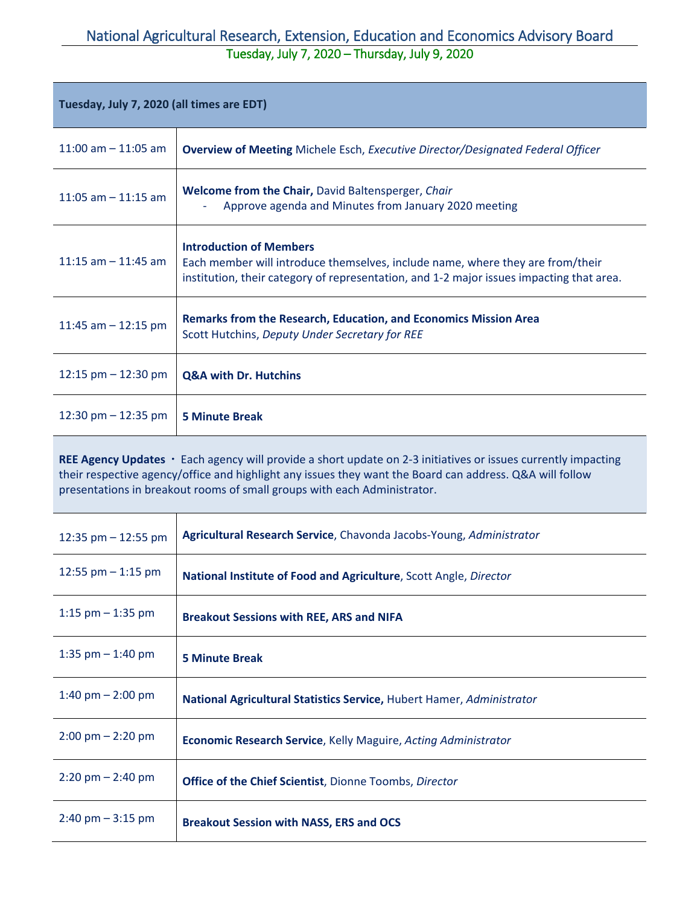# National Agricultural Research, Extension, Education and Economics Advisory Board

Tuesday, July 7, 2020 – Thursday, July 9, 2020

| **Tuesday, July 7, 2020 (all times are EDT)** | |
|---|---|
| 11:00 am – 11:05 am | **Overview of Meeting** Michele Esch, *Executive Director/Designated Federal Officer* |
| 11:05 am – 11:15 am | **Welcome from the Chair,** David Baltensperger, *Chair*<br>- Approve agenda and Minutes from January 2020 meeting |
| 11:15 am – 11:45 am | **Introduction of Members**<br>Each member will introduce themselves, include name, where they are from/their institution, their category of representation, and 1-2 major issues impacting that area. |
| 11:45 am – 12:15 pm | **Remarks from the Research, Education, and Economics Mission Area**<br>Scott Hutchins, *Deputy Under Secretary for REE* |
| 12:15 pm – 12:30 pm | **Q&A with Dr. Hutchins** |
| 12:30 pm – 12:35 pm | **5 Minute Break** |
| **REE Agency Updates** ・ Each agency will provide a short update on 2-3 initiatives or issues currently impacting their respective agency/office and highlight any issues they want the Board can address. Q&A will follow presentations in breakout rooms of small groups with each Administrator. | |
| 12:35 pm – 12:55 pm | **Agricultural Research Service**, Chavonda Jacobs-Young, *Administrator* |
| 12:55 pm – 1:15 pm | **National Institute of Food and Agriculture**, Scott Angle, *Director* |
| 1:15 pm – 1:35 pm | **Breakout Sessions with REE, ARS and NIFA** |
| 1:35 pm – 1:40 pm | **5 Minute Break** |
| 1:40 pm – 2:00 pm | **National Agricultural Statistics Service,** Hubert Hamer, *Administrator* |
| 2:00 pm – 2:20 pm | **Economic Research Service**, Kelly Maguire, *Acting Administrator* |
| 2:20 pm – 2:40 pm | **Office of the Chief Scientist**, Dionne Toombs, *Director* |
| 2:40 pm – 3:15 pm | **Breakout Session with NASS, ERS and OCS** |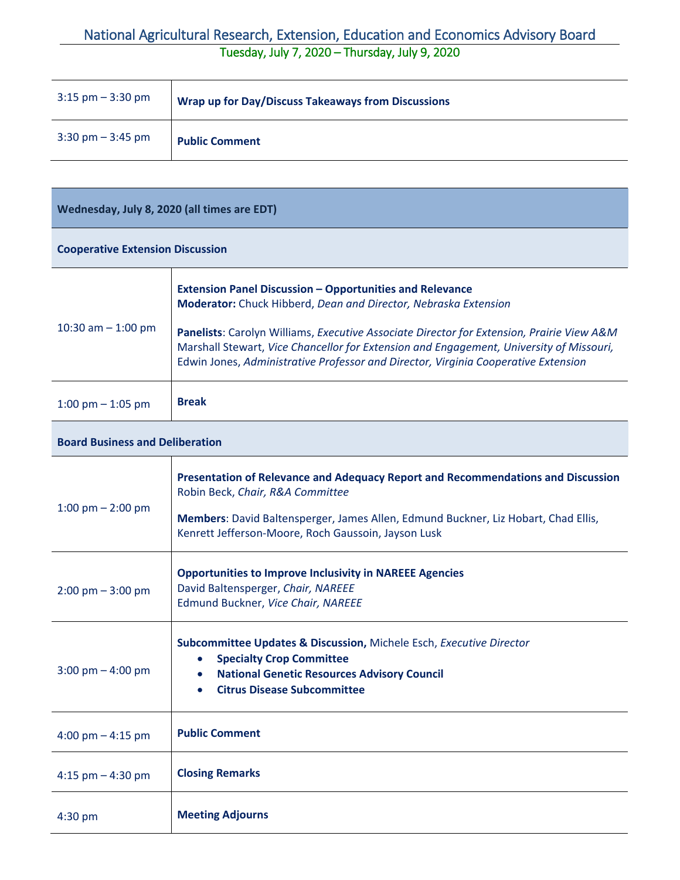# National Agricultural Research, Extension, Education and Economics Advisory Board

Tuesday, July 7, 2020 – Thursday, July 9, 2020

| | |
|---|---|
| 3:15 pm – 3:30 pm | **Wrap up for Day/Discuss Takeaways from Discussions** |
| 3:30 pm – 3:45 pm | **Public Comment** |

| | |
|---|---|
| **Wednesday, July 8, 2020 (all times are EDT)** | |
| **Cooperative Extension Discussion** | |
| 10:30 am – 1:00 pm | **Extension Panel Discussion – Opportunities and Relevance**<br>**Moderator:** Chuck Hibberd, *Dean and Director, Nebraska Extension*<br><br>**Panelists**: Carolyn Williams, *Executive Associate Director for Extension, Prairie View A&M*<br>Marshall Stewart, *Vice Chancellor for Extension and Engagement, University of Missouri,*<br>Edwin Jones, *Administrative Professor and Director, Virginia Cooperative Extension* |
| 1:00 pm – 1:05 pm | **Break** |
| **Board Business and Deliberation** | |
| 1:00 pm – 2:00 pm | **Presentation of Relevance and Adequacy Report and Recommendations and Discussion**<br>Robin Beck, *Chair, R&A Committee*<br><br>**Members**: David Baltensperger, James Allen, Edmund Buckner, Liz Hobart, Chad Ellis, Kenrett Jefferson-Moore, Roch Gaussoin, Jayson Lusk |
| 2:00 pm – 3:00 pm | **Opportunities to Improve Inclusivity in NAREEE Agencies**<br>David Baltensperger, *Chair, NAREEE*<br>Edmund Buckner, *Vice Chair, NAREEE* |
| 3:00 pm – 4:00 pm | **Subcommittee Updates & Discussion,** Michele Esch, *Executive Director*<br>• **Specialty Crop Committee**<br>• **National Genetic Resources Advisory Council**<br>• **Citrus Disease Subcommittee** |
| 4:00 pm – 4:15 pm | **Public Comment** |
| 4:15 pm – 4:30 pm | **Closing Remarks** |
| 4:30 pm | **Meeting Adjourns** |